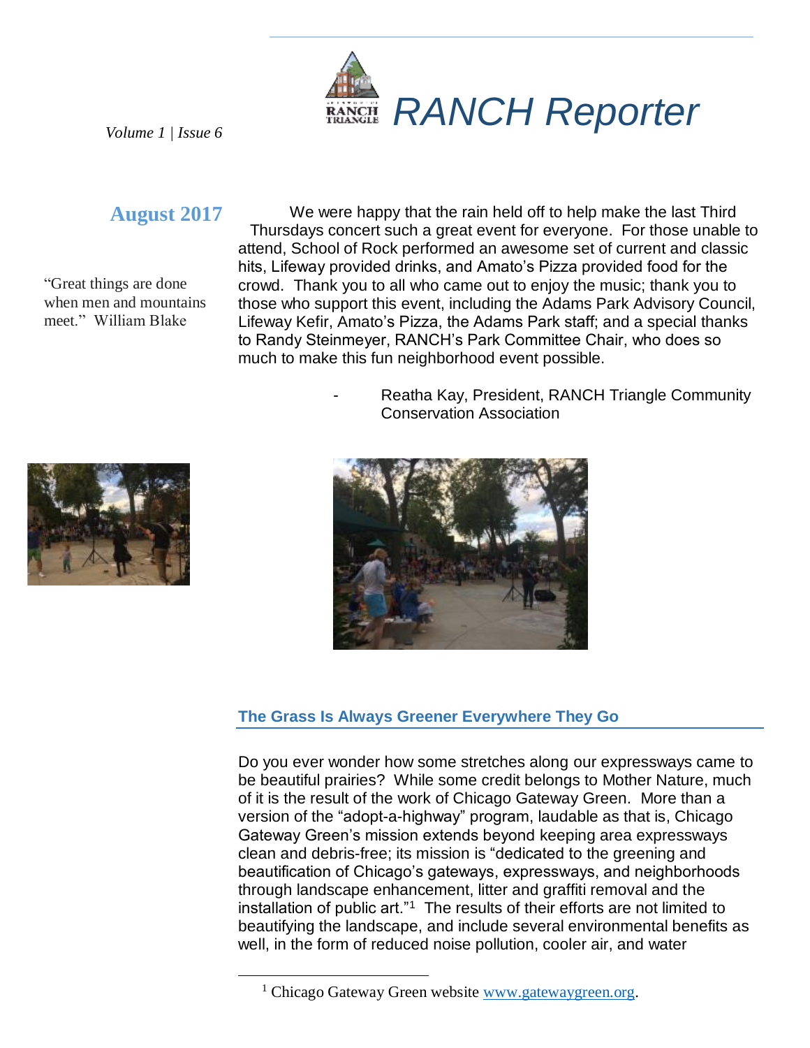# RANCH Reporter

*Volume 1 | Issue 6*

## August 2017

"Great things are done when men and mountains meet." William Blake

We were happy that the rain held off to help make the last Third Thursdays concert such a great event for everyone. For those unable to attend, School of Rock performed an awesome set of current and classic hits, Lifeway provided drinks, and Amato's Pizza provided food for the crowd. Thank you to all who came out to enjoy the music; thank you to those who support this event, including the Adams Park Advisory Council, Lifeway Kefir, Amato's Pizza, the Adams Park staff; and a special thanks to Randy Steinmeyer, RANCH's Park Committee Chair, who does so much to make this fun neighborhood event possible.

- Reatha Kay, President, RANCH Triangle Community Conservation Association

### The Grass Is Always Greener Everywhere They Go

Do you ever wonder how some stretches along our expressways came to be beautiful prairies? While some credit belongs to Mother Nature, much of it is the result of the work of Chicago Gateway Green. More than a version of the "adopt-a-highway" program, laudable as that is, Chicago Gateway Green's mission extends beyond keeping area expressways clean and debris-free; its mission is "dedicated to the greening and beautification of Chicago's gateways, expressways, and neighborhoods through landscape enhancement, litter and graffiti removal and the installation of public art."[1] The results of their efforts are not limited to beautifying the landscape, and include several environmental benefits as well, in the form of reduced noise pollution, cooler air, and water

---

[1] Chicago Gateway Green website www.gatewaygreen.org.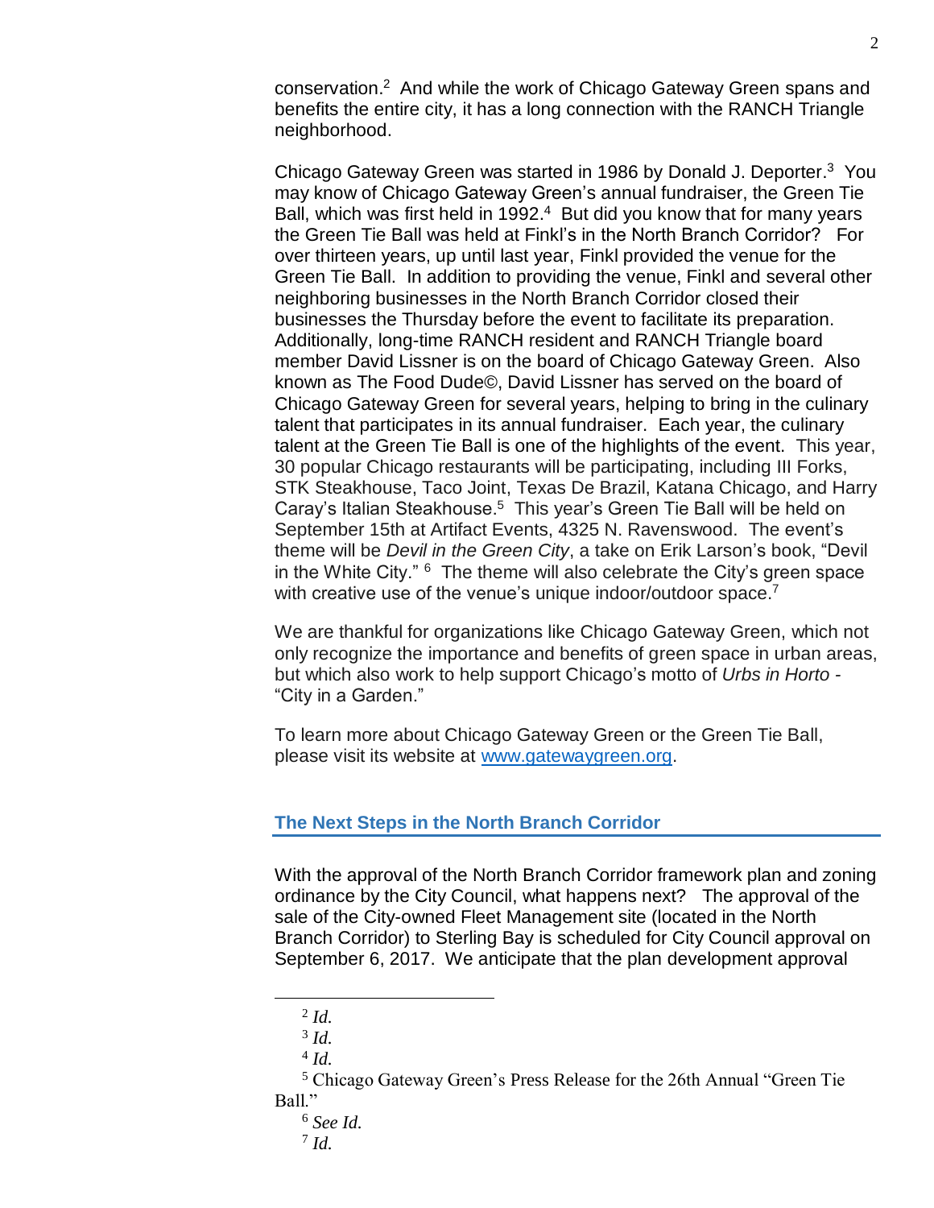conservation.[2] And while the work of Chicago Gateway Green spans and benefits the entire city, it has a long connection with the RANCH Triangle neighborhood.

Chicago Gateway Green was started in 1986 by Donald J. Deporter.[3] You may know of Chicago Gateway Green's annual fundraiser, the Green Tie Ball, which was first held in 1992.[4] But did you know that for many years the Green Tie Ball was held at Finkl's in the North Branch Corridor? For over thirteen years, up until last year, Finkl provided the venue for the Green Tie Ball. In addition to providing the venue, Finkl and several other neighboring businesses in the North Branch Corridor closed their businesses the Thursday before the event to facilitate its preparation. Additionally, long-time RANCH resident and RANCH Triangle board member David Lissner is on the board of Chicago Gateway Green. Also known as The Food Dude©, David Lissner has served on the board of Chicago Gateway Green for several years, helping to bring in the culinary talent that participates in its annual fundraiser. Each year, the culinary talent at the Green Tie Ball is one of the highlights of the event. This year, 30 popular Chicago restaurants will be participating, including III Forks, STK Steakhouse, Taco Joint, Texas De Brazil, Katana Chicago, and Harry Caray's Italian Steakhouse.[5] This year's Green Tie Ball will be held on September 15th at Artifact Events, 4325 N. Ravenswood. The event's theme will be *Devil in the Green City*, a take on Erik Larson's book, "Devil in the White City." [6] The theme will also celebrate the City's green space with creative use of the venue's unique indoor/outdoor space.[7]

We are thankful for organizations like Chicago Gateway Green, which not only recognize the importance and benefits of green space in urban areas, but which also work to help support Chicago's motto of *Urbs in Horto* - "City in a Garden."

To learn more about Chicago Gateway Green or the Green Tie Ball, please visit its website at www.gatewaygreen.org.

## The Next Steps in the North Branch Corridor

With the approval of the North Branch Corridor framework plan and zoning ordinance by the City Council, what happens next? The approval of the sale of the City-owned Fleet Management site (located in the North Branch Corridor) to Sterling Bay is scheduled for City Council approval on September 6, 2017. We anticipate that the plan development approval

---

[2] *Id.*

[3] *Id.*

[4] *Id.*

[5] Chicago Gateway Green's Press Release for the 26th Annual "Green Tie Ball."

[6] *See Id.*

[7] *Id.*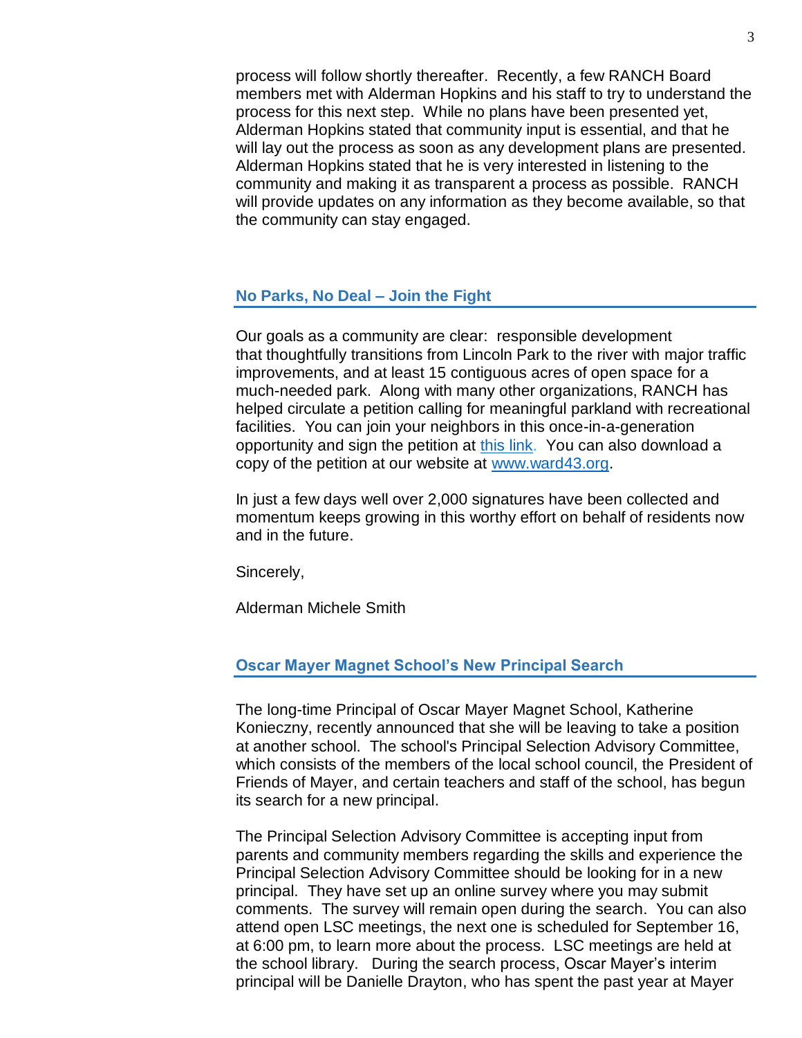process will follow shortly thereafter. Recently, a few RANCH Board members met with Alderman Hopkins and his staff to try to understand the process for this next step. While no plans have been presented yet, Alderman Hopkins stated that community input is essential, and that he will lay out the process as soon as any development plans are presented. Alderman Hopkins stated that he is very interested in listening to the community and making it as transparent a process as possible. RANCH will provide updates on any information as they become available, so that the community can stay engaged.

## No Parks, No Deal – Join the Fight

Our goals as a community are clear: responsible development that thoughtfully transitions from Lincoln Park to the river with major traffic improvements, and at least 15 contiguous acres of open space for a much-needed park. Along with many other organizations, RANCH has helped circulate a petition calling for meaningful parkland with recreational facilities. You can join your neighbors in this once-in-a-generation opportunity and sign the petition at this link. You can also download a copy of the petition at our website at www.ward43.org.

In just a few days well over 2,000 signatures have been collected and momentum keeps growing in this worthy effort on behalf of residents now and in the future.

Sincerely,

Alderman Michele Smith

## Oscar Mayer Magnet School's New Principal Search

The long-time Principal of Oscar Mayer Magnet School, Katherine Konieczny, recently announced that she will be leaving to take a position at another school. The school's Principal Selection Advisory Committee, which consists of the members of the local school council, the President of Friends of Mayer, and certain teachers and staff of the school, has begun its search for a new principal.

The Principal Selection Advisory Committee is accepting input from parents and community members regarding the skills and experience the Principal Selection Advisory Committee should be looking for in a new principal. They have set up an online survey where you may submit comments. The survey will remain open during the search. You can also attend open LSC meetings, the next one is scheduled for September 16, at 6:00 pm, to learn more about the process. LSC meetings are held at the school library. During the search process, Oscar Mayer's interim principal will be Danielle Drayton, who has spent the past year at Mayer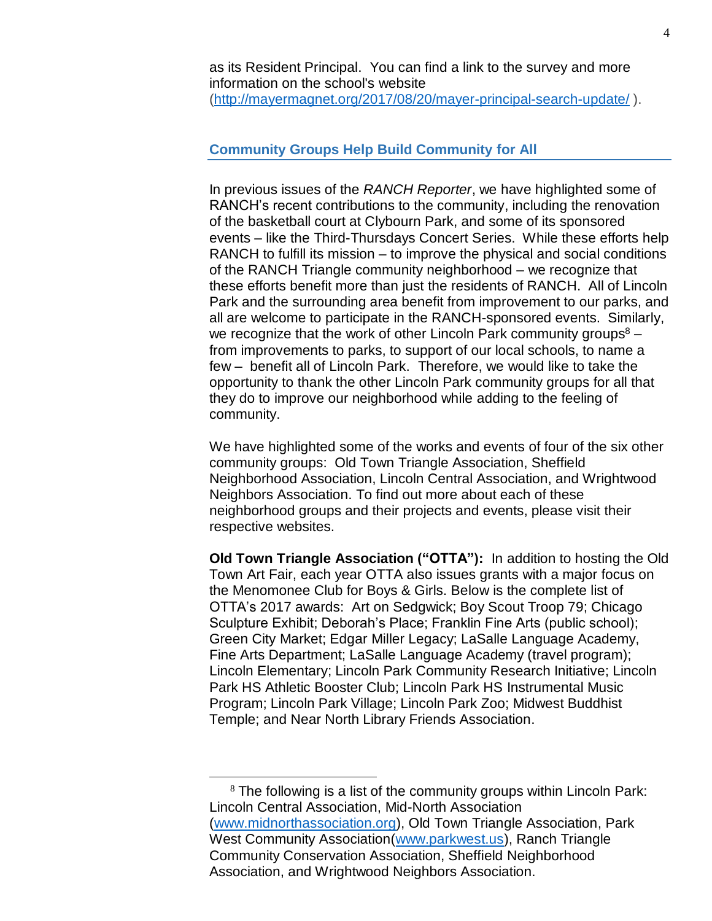as its Resident Principal. You can find a link to the survey and more information on the school's website (http://mayermagnet.org/2017/08/20/mayer-principal-search-update/ ).

## Community Groups Help Build Community for All

In previous issues of the *RANCH Reporter*, we have highlighted some of RANCH's recent contributions to the community, including the renovation of the basketball court at Clybourn Park, and some of its sponsored events – like the Third-Thursdays Concert Series. While these efforts help RANCH to fulfill its mission – to improve the physical and social conditions of the RANCH Triangle community neighborhood – we recognize that these efforts benefit more than just the residents of RANCH. All of Lincoln Park and the surrounding area benefit from improvement to our parks, and all are welcome to participate in the RANCH-sponsored events. Similarly, we recognize that the work of other Lincoln Park community groups[8] – from improvements to parks, to support of our local schools, to name a few – benefit all of Lincoln Park. Therefore, we would like to take the opportunity to thank the other Lincoln Park community groups for all that they do to improve our neighborhood while adding to the feeling of community.

We have highlighted some of the works and events of four of the six other community groups: Old Town Triangle Association, Sheffield Neighborhood Association, Lincoln Central Association, and Wrightwood Neighbors Association. To find out more about each of these neighborhood groups and their projects and events, please visit their respective websites.

**Old Town Triangle Association ("OTTA"):** In addition to hosting the Old Town Art Fair, each year OTTA also issues grants with a major focus on the Menomonee Club for Boys & Girls. Below is the complete list of OTTA's 2017 awards: Art on Sedgwick; Boy Scout Troop 79; Chicago Sculpture Exhibit; Deborah's Place; Franklin Fine Arts (public school); Green City Market; Edgar Miller Legacy; LaSalle Language Academy, Fine Arts Department; LaSalle Language Academy (travel program); Lincoln Elementary; Lincoln Park Community Research Initiative; Lincoln Park HS Athletic Booster Club; Lincoln Park HS Instrumental Music Program; Lincoln Park Village; Lincoln Park Zoo; Midwest Buddhist Temple; and Near North Library Friends Association.

[8] The following is a list of the community groups within Lincoln Park: Lincoln Central Association, Mid-North Association (www.midnorthassociation.org), Old Town Triangle Association, Park West Community Association(www.parkwest.us), Ranch Triangle Community Conservation Association, Sheffield Neighborhood Association, and Wrightwood Neighbors Association.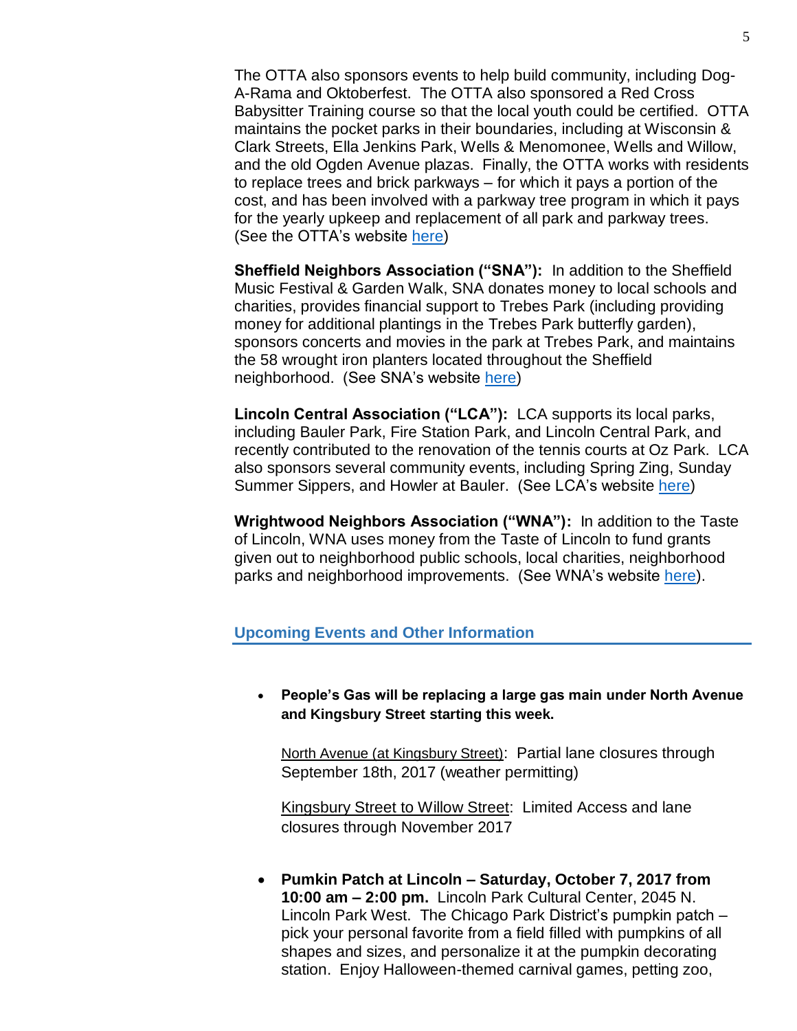The OTTA also sponsors events to help build community, including Dog-A-Rama and Oktoberfest. The OTTA also sponsored a Red Cross Babysitter Training course so that the local youth could be certified. OTTA maintains the pocket parks in their boundaries, including at Wisconsin & Clark Streets, Ella Jenkins Park, Wells & Menomonee, Wells and Willow, and the old Ogden Avenue plazas. Finally, the OTTA works with residents to replace trees and brick parkways – for which it pays a portion of the cost, and has been involved with a parkway tree program in which it pays for the yearly upkeep and replacement of all park and parkway trees. (See the OTTA's website here)

**Sheffield Neighbors Association ("SNA"):** In addition to the Sheffield Music Festival & Garden Walk, SNA donates money to local schools and charities, provides financial support to Trebes Park (including providing money for additional plantings in the Trebes Park butterfly garden), sponsors concerts and movies in the park at Trebes Park, and maintains the 58 wrought iron planters located throughout the Sheffield neighborhood. (See SNA's website here)

**Lincoln Central Association ("LCA"):** LCA supports its local parks, including Bauler Park, Fire Station Park, and Lincoln Central Park, and recently contributed to the renovation of the tennis courts at Oz Park. LCA also sponsors several community events, including Spring Zing, Sunday Summer Sippers, and Howler at Bauler. (See LCA's website here)

**Wrightwood Neighbors Association ("WNA"):** In addition to the Taste of Lincoln, WNA uses money from the Taste of Lincoln to fund grants given out to neighborhood public schools, local charities, neighborhood parks and neighborhood improvements. (See WNA's website here).

## Upcoming Events and Other Information

- **People's Gas will be replacing a large gas main under North Avenue and Kingsbury Street starting this week.**

  North Avenue (at Kingsbury Street): Partial lane closures through September 18th, 2017 (weather permitting)

  Kingsbury Street to Willow Street: Limited Access and lane closures through November 2017

- **Pumkin Patch at Lincoln – Saturday, October 7, 2017 from 10:00 am – 2:00 pm.** Lincoln Park Cultural Center, 2045 N. Lincoln Park West. The Chicago Park District's pumpkin patch – pick your personal favorite from a field filled with pumpkins of all shapes and sizes, and personalize it at the pumpkin decorating station. Enjoy Halloween-themed carnival games, petting zoo,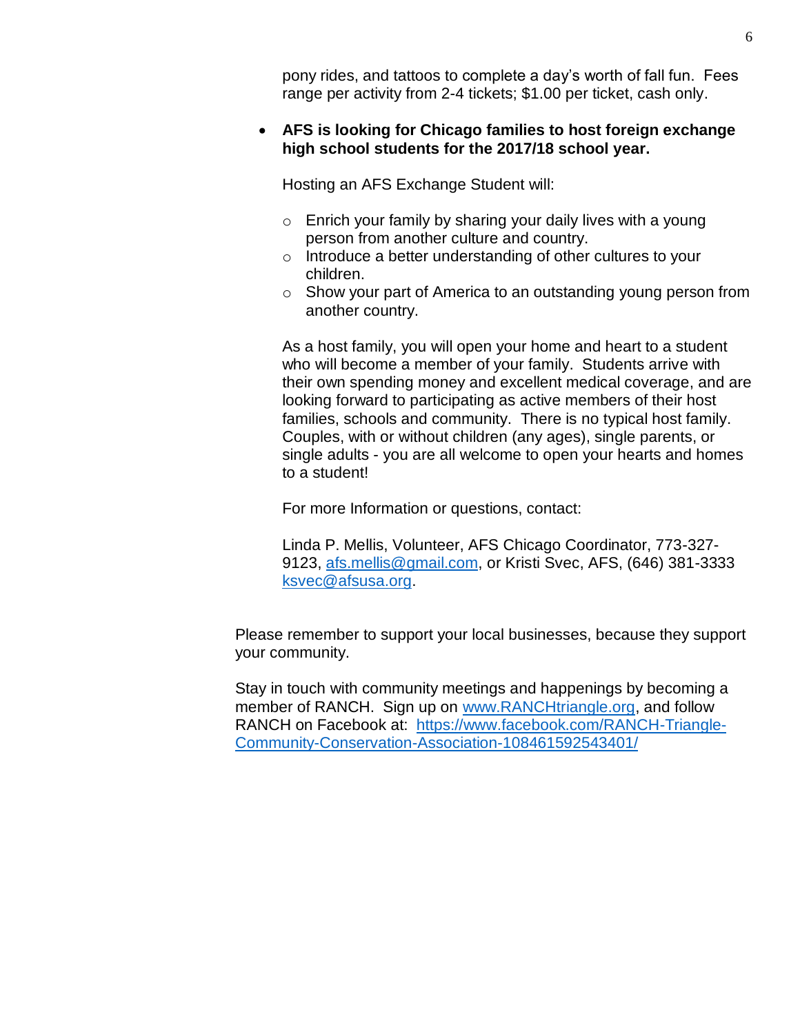pony rides, and tattoos to complete a day's worth of fall fun. Fees range per activity from 2-4 tickets; $1.00 per ticket, cash only.

- **AFS is looking for Chicago families to host foreign exchange high school students for the 2017/18 school year.**

  Hosting an AFS Exchange Student will:

  - Enrich your family by sharing your daily lives with a young person from another culture and country.
  - Introduce a better understanding of other cultures to your children.
  - Show your part of America to an outstanding young person from another country.

  As a host family, you will open your home and heart to a student who will become a member of your family. Students arrive with their own spending money and excellent medical coverage, and are looking forward to participating as active members of their host families, schools and community. There is no typical host family. Couples, with or without children (any ages), single parents, or single adults - you are all welcome to open your hearts and homes to a student!

  For more Information or questions, contact:

  Linda P. Mellis, Volunteer, AFS Chicago Coordinator, 773-327-9123, afs.mellis@gmail.com, or Kristi Svec, AFS, (646) 381-3333 ksvec@afsusa.org.

Please remember to support your local businesses, because they support your community.

Stay in touch with community meetings and happenings by becoming a member of RANCH. Sign up on www.RANCHtriangle.org, and follow RANCH on Facebook at: https://www.facebook.com/RANCH-Triangle-Community-Conservation-Association-108461592543401/